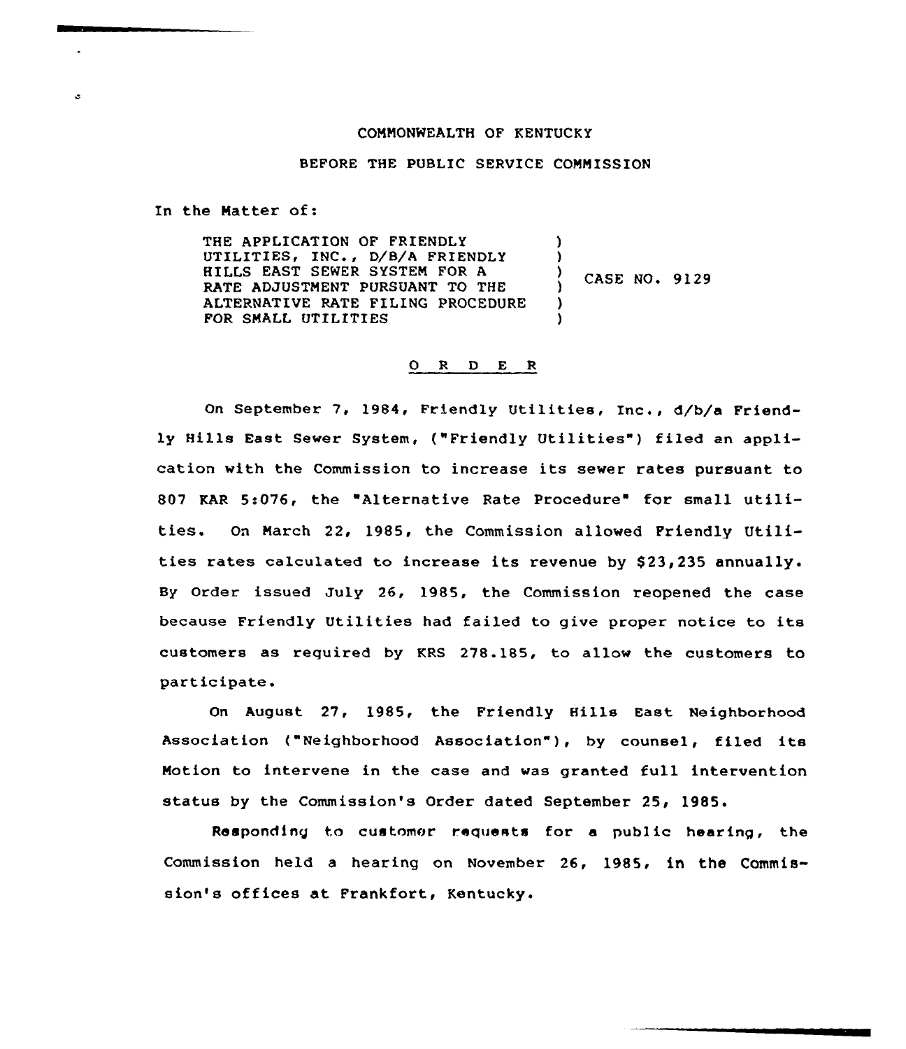COMMONWEALTH OF KENTUCKY

BEFORE THE PUBLIC SERVICE COMMISSION

In the Matter of:

| | | |
|---|---|---|
| THE APPLICATION OF FRIENDLY UTILITIES, INC., D/B/A FRIENDLY HILLS EAST SEWER SYSTEM FOR A RATE ADJUSTMENT PURSUANT TO THE ALTERNATIVE RATE FILING PROCEDURE FOR SMALL UTILITIES | ) | CASE NO. 9129 |

## O R D E R

On September 7, 1984, Friendly Utilities, Inc., d/b/a Friendly Hills East Sewer System, ("Friendly Utilities") filed an application with the Commission to increase its sewer rates pursuant to 807 KAR 5:076, the "Alternative Rate Procedure" for small utilities. On March 22, 1985, the Commission allowed Friendly Utilities rates calculated to increase its revenue by $23,235 annually. By Order issued July 26, 1985, the Commission reopened the case because Friendly Utilities had failed to give proper notice to its customers as required by KRS 278.185, to allow the customers to participate.

On August 27, 1985, the Friendly Hills East Neighborhood Association ("Neighborhood Association"), by counsel, filed its Motion to intervene in the case and was granted full intervention status by the Commission's Order dated September 25, 1985.

Responding to customer requests for a public hearing, the Commission held a hearing on November 26, 1985, in the Commission's offices at Frankfort, Kentucky.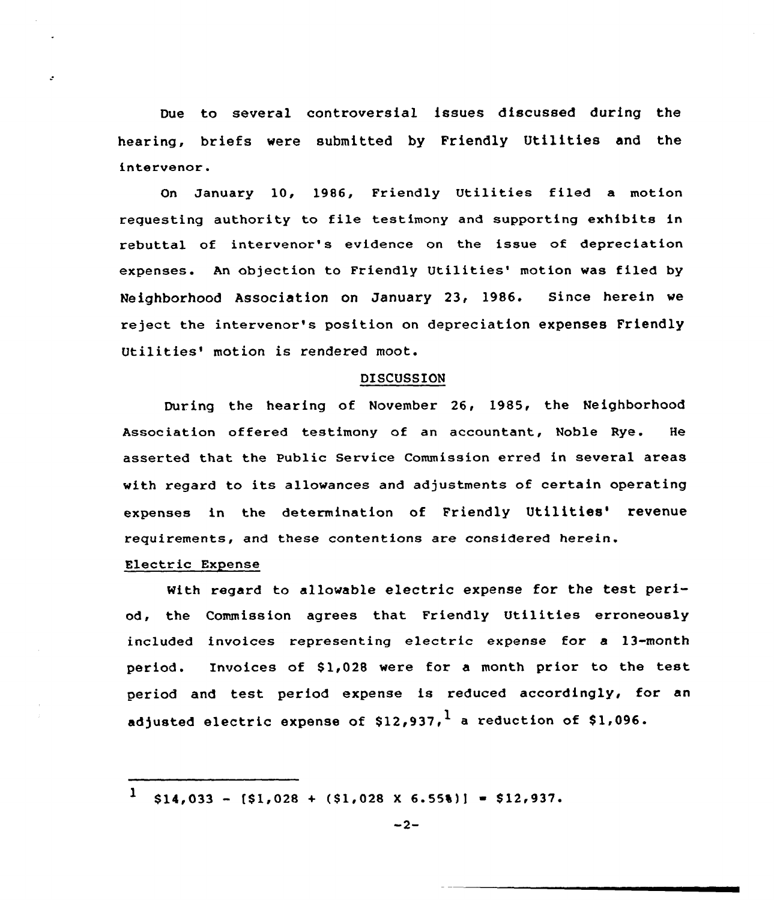Due to several controversial issues discussed during the hearing, briefs were submitted by Friendly Utilities and the intervenor.

On January 10, 1986, Friendly Utilities filed a motion requesting authority to file testimony and supporting exhibits in rebuttal of intervenor's evidence on the issue of depreciation expenses. An objection to Friendly Utilities' motion was filed by Neighborhood Association on January 23, 1986. Since herein we reject the intervenor's position on depreciation expenses Friendly Utilities' motion is rendered moot.

## DISCUSSION

During the hearing of November 26, 1985, the Neighborhood Association offered testimony of an accountant, Noble Rye. He asserted that the Public Service Commission erred in several areas with regard to its allowances and adjustments of certain operating expenses in the determination of Friendly Utilities' revenue requirements, and these contentions are considered herein.

### Electric Expense

With regard to allowable electric expense for the test period, the Commission agrees that Friendly Utilities erroneously included invoices representing electric expense for a 13-month period. Invoices of $1,028 were for a month prior to the test period and test period expense is reduced accordingly, for an adjusted electric expense of $12,937,[1] a reduction of $1,096.

---

[1] $14,033 - [$1,028 + ($1,028 X 6.55%)] = $12,937.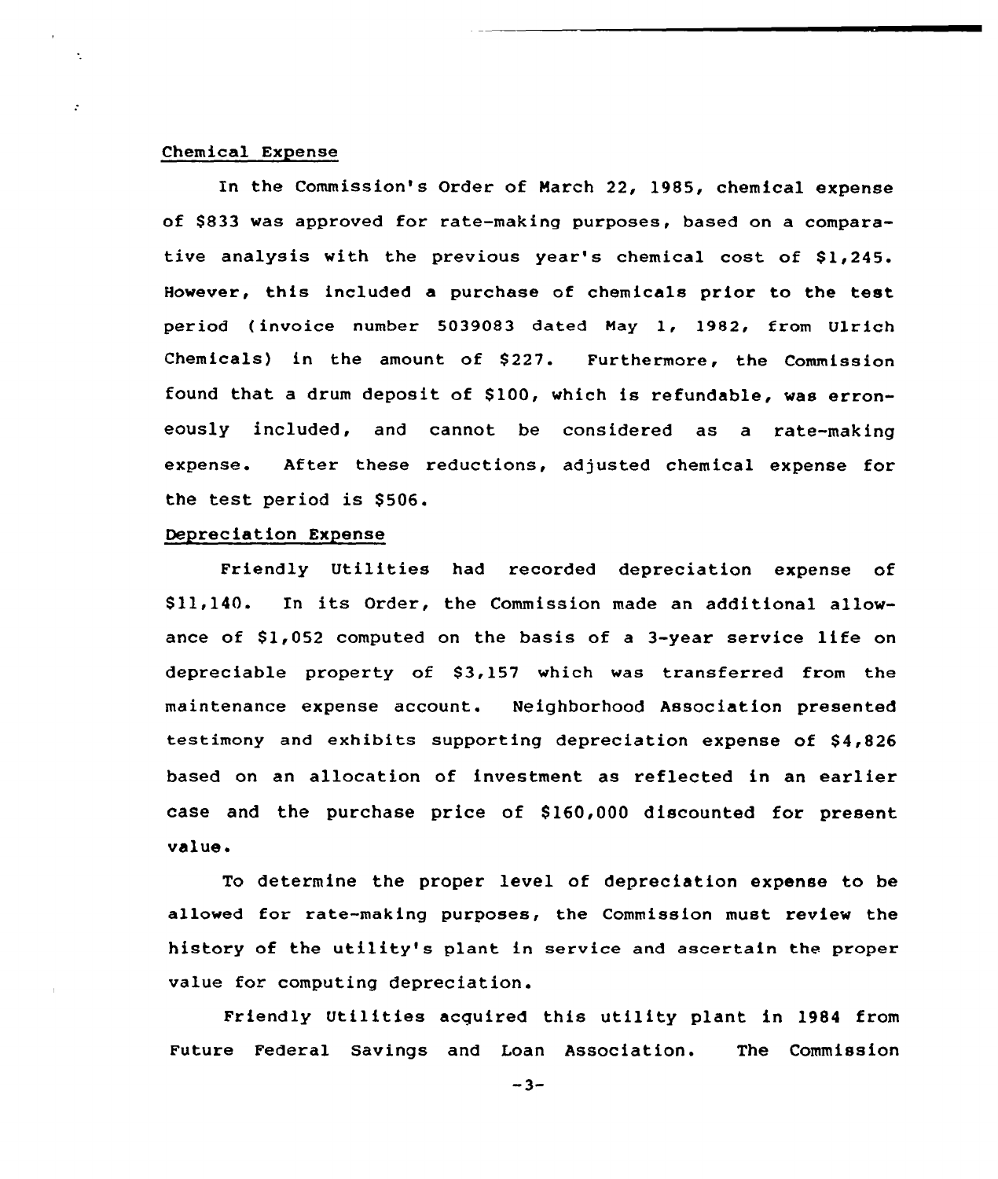Chemical Expense

In the Commission's Order of March 22, 1985, chemical expense of $833 was approved for rate-making purposes, based on a comparative analysis with the previous year's chemical cost of $1,245. However, this included a purchase of chemicals prior to the test period (invoice number 5039083 dated May 1, 1982, from Ulrich Chemicals) in the amount of $227. Furthermore, the Commission found that a drum deposit of $100, which is refundable, was erroneously included, and cannot be considered as a rate-making expense. After these reductions, adjusted chemical expense for the test period is $506.

Depreciation Expense

Friendly Utilities had recorded depreciation expense of $11,140. In its Order, the Commission made an additional allowance of $1,052 computed on the basis of a 3-year service life on depreciable property of $3,157 which was transferred from the maintenance expense account. Neighborhood Association presented testimony and exhibits supporting depreciation expense of $4,826 based on an allocation of investment as reflected in an earlier case and the purchase price of $160,000 discounted for present value.

To determine the proper level of depreciation expense to be allowed for rate-making purposes, the Commission must review the history of the utility's plant in service and ascertain the proper value for computing depreciation.

Friendly Utilities acquired this utility plant in 1984 from Future Federal Savings and Loan Association. The Commission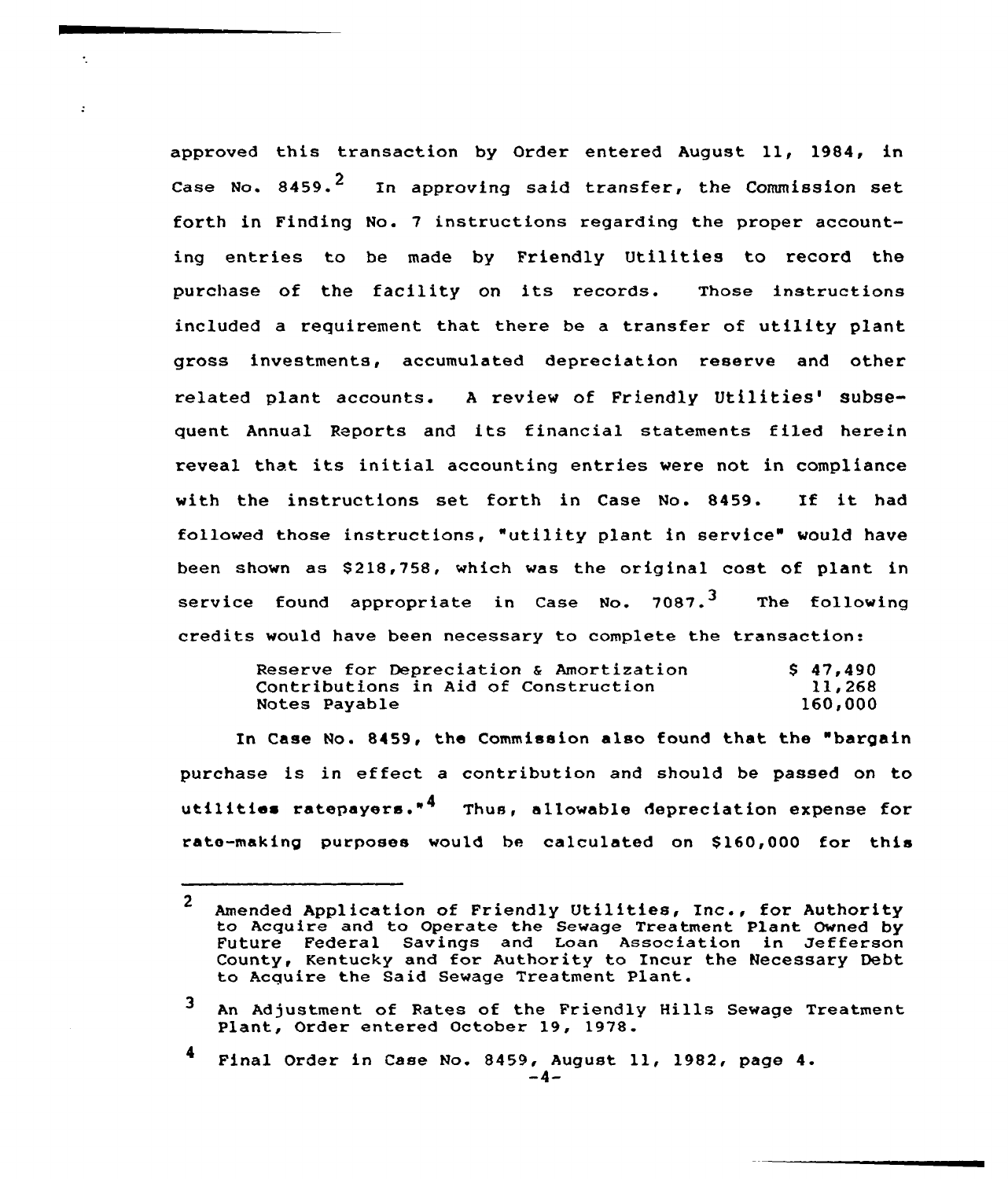approved this transaction by Order entered August 11, 1984, in Case No. 8459.[2] In approving said transfer, the Commission set forth in Finding No. 7 instructions regarding the proper accounting entries to be made by Friendly Utilities to record the purchase of the facility on its records. Those instructions included a requirement that there be a transfer of utility plant gross investments, accumulated depreciation reserve and other related plant accounts. A review of Friendly Utilities' subsequent Annual Reports and its financial statements filed herein reveal that its initial accounting entries were not in compliance with the instructions set forth in Case No. 8459. If it had followed those instructions, "utility plant in service" would have been shown as $218,758, which was the original cost of plant in service found appropriate in Case No. 7087.[3] The following credits would have been necessary to complete the transaction:

| | |
|---|---|
| Reserve for Depreciation & Amortization | $ 47,490 |
| Contributions in Aid of Construction | 11,268 |
| Notes Payable | 160,000 |

In Case No. 8459, the Commission also found that the "bargain purchase is in effect a contribution and should be passed on to utilities ratepayers."[4] Thus, allowable depreciation expense for rate-making purposes would be calculated on $160,000 for this

---

[2] Amended Application of Friendly Utilities, Inc., for Authority to Acquire and to Operate the Sewage Treatment Plant Owned by Future Federal Savings and Loan Association in Jefferson County, Kentucky and for Authority to Incur the Necessary Debt to Acquire the Said Sewage Treatment Plant.

[3] An Adjustment of Rates of the Friendly Hills Sewage Treatment Plant, Order entered October 19, 1978.

[4] Final Order in Case No. 8459, August 11, 1982, page 4.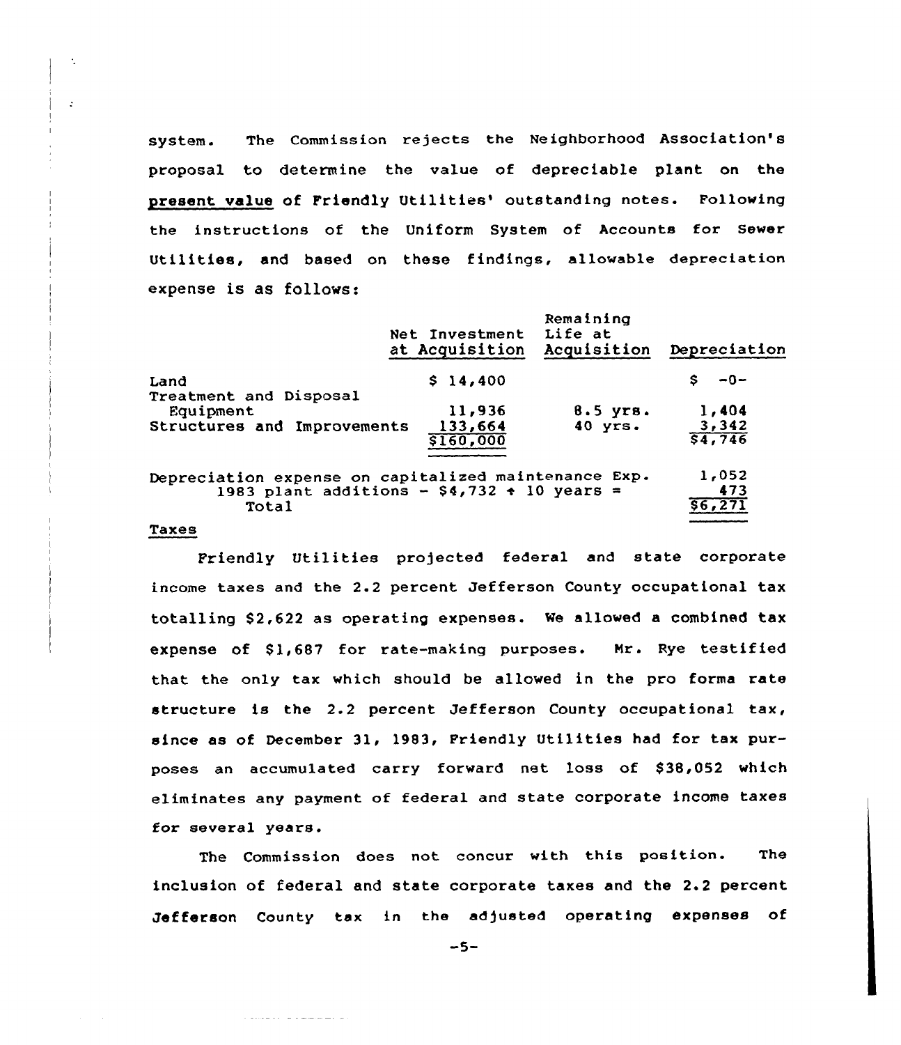system. The Commission rejects the Neighborhood Association's proposal to determine the value of depreciable plant on the present value of Friendly Utilities' outstanding notes. Following the instructions of the Uniform System of Accounts for Sewer Utilities, and based on these findings, allowable depreciation expense is as follows:

| | Net Investment at Acquisition | Remaining Life at Acquisition | Depreciation |
|---|---|---|---|
| Land | $ 14,400 | | $ -0- |
| Treatment and Disposal Equipment | 11,936 | 8.5 yrs. | 1,404 |
| Structures and Improvements | 133,664 | 40 yrs. | 3,342 |
| | $160,000 | | $4,746 |
| Depreciation expense on capitalized maintenance Exp. | | | 1,052 |
| 1983 plant additions - $4,732 ÷ 10 years = | | | 473 |
| Total | | | $6,271 |

Taxes

Friendly Utilities projected federal and state corporate income taxes and the 2.2 percent Jefferson County occupational tax totalling $2,622 as operating expenses. We allowed a combined tax expense of $1,687 for rate-making purposes. Mr. Rye testified that the only tax which should be allowed in the pro forma rate structure is the 2.2 percent Jefferson County occupational tax, since as of December 31, 1983, Friendly Utilities had for tax purposes an accumulated carry forward net loss of $38,052 which eliminates any payment of federal and state corporate income taxes for several years.

The Commission does not concur with this position. The inclusion of federal and state corporate taxes and the 2.2 percent Jefferson County tax in the adjusted operating expenses of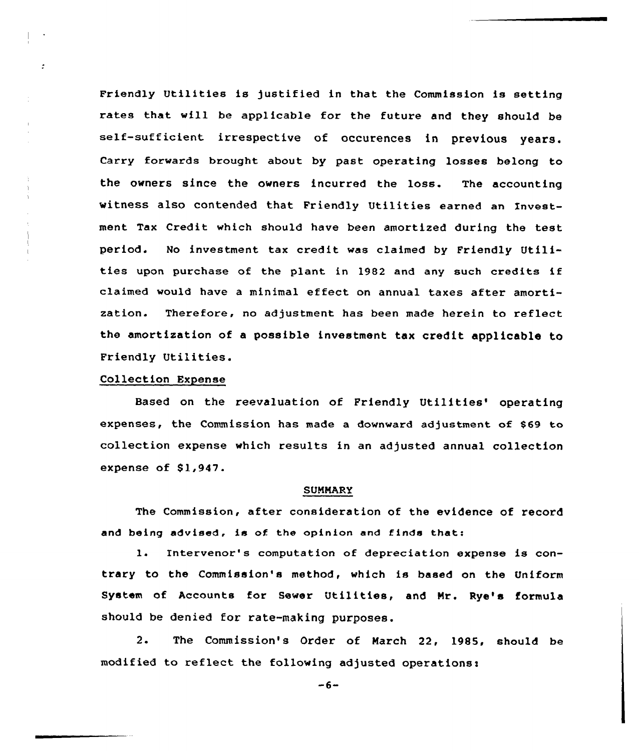Friendly Utilities is justified in that the Commission is setting rates that will be applicable for the future and they should be self-sufficient irrespective of occurences in previous years. Carry forwards brought about by past operating losses belong to the owners since the owners incurred the loss. The accounting witness also contended that Friendly Utilities earned an Investment Tax Credit which should have been amortized during the test period. No investment tax credit was claimed by Friendly Utilities upon purchase of the plant in 1982 and any such credits if claimed would have a minimal effect on annual taxes after amortization. Therefore, no adjustment has been made herein to reflect the amortization of a possible investment tax credit applicable to Friendly Utilities.

Collection Expense

Based on the reevaluation of Friendly Utilities' operating expenses, the Commission has made a downward adjustment of $69 to collection expense which results in an adjusted annual collection expense of $1,947.

## SUMMARY

The Commission, after consideration of the evidence of record and being advised, is of the opinion and finds that:

1. Intervenor's computation of depreciation expense is contrary to the Commission's method, which is based on the Uniform System of Accounts for Sewer Utilities, and Mr. Rye's formula should be denied for rate-making purposes.

2. The Commission's Order of March 22, 1985, should be modified to reflect the following adjusted operations: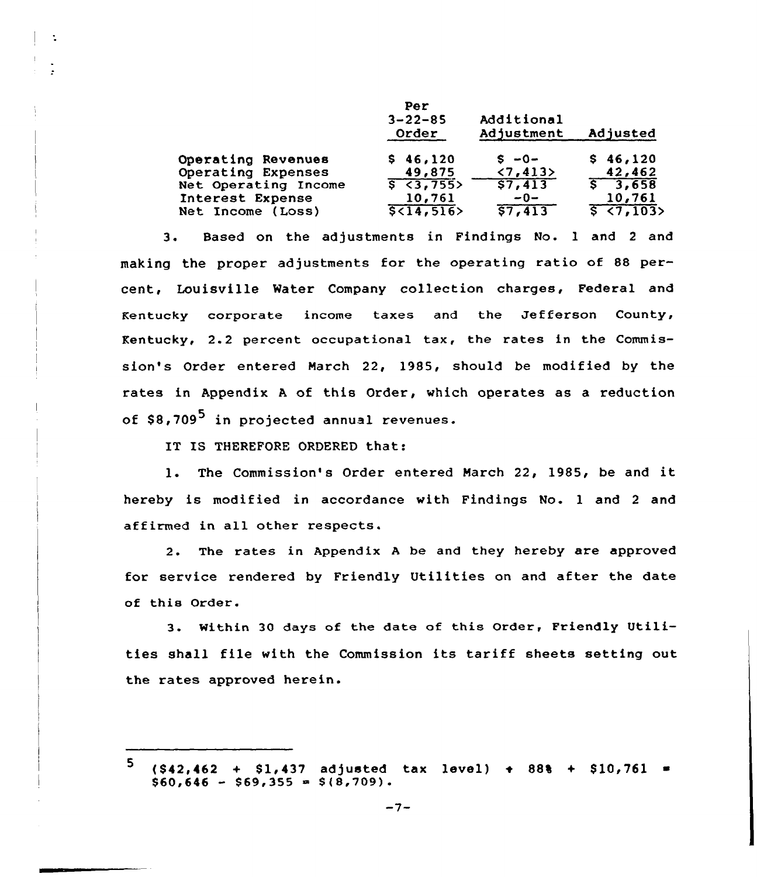| | Per 3-22-85 Order | Additional Adjustment | Adjusted |
|---|---|---|---|
| Operating Revenues | $ 46,120 | $ -0- | $ 46,120 |
| Operating Expenses | 49,875 | <7,413> | 42,462 |
| Net Operating Income | $ <3,755> | $7,413 | $ 3,658 |
| Interest Expense | 10,761 | -0- | 10,761 |
| Net Income (Loss) | $<14,516> | $7,413 | $ <7,103> |

3. Based on the adjustments in Findings No. 1 and 2 and making the proper adjustments for the operating ratio of 88 percent, Louisville Water Company collection charges, Federal and Kentucky corporate income taxes and the Jefferson County, Kentucky, 2.2 percent occupational tax, the rates in the Commission's Order entered March 22, 1985, should be modified by the rates in Appendix A of this Order, which operates as a reduction of $8,709[5] in projected annual revenues.

IT IS THEREFORE ORDERED that:

1. The Commission's Order entered March 22, 1985, be and it hereby is modified in accordance with Findings No. 1 and 2 and affirmed in all other respects.

2. The rates in Appendix A be and they hereby are approved for service rendered by Friendly Utilities on and after the date of this Order.

3. Within 30 days of the date of this Order, Friendly Utilities shall file with the Commission its tariff sheets setting out the rates approved herein.

---

[5] ($42,462 + $1,437 adjusted tax level) ÷ 88% + $10,761 = $60,646 - $69,355 = $(8,709).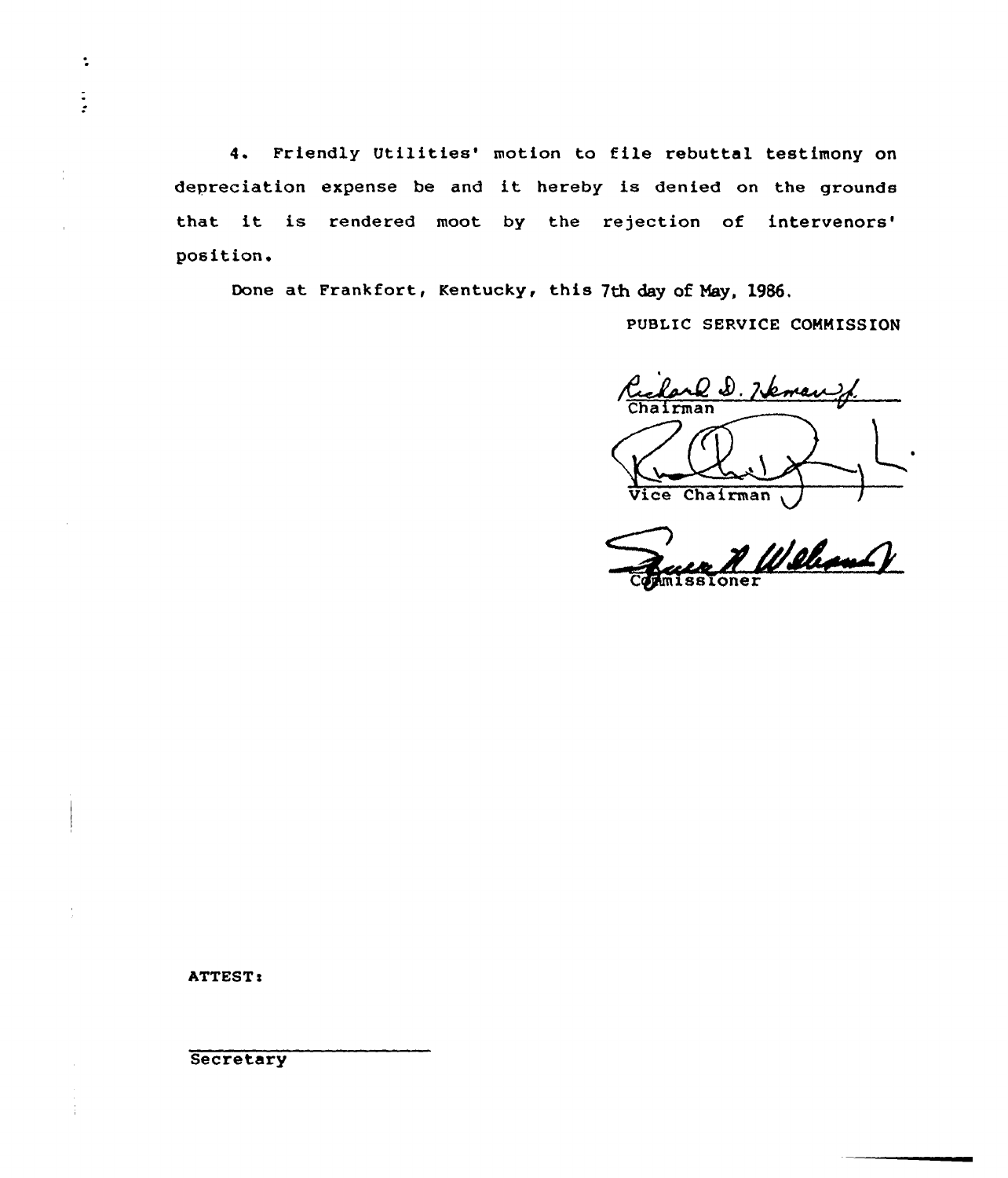4. Friendly Utilities' motion to file rebuttal testimony on depreciation expense be and it hereby is denied on the grounds that it is rendered moot by the rejection of intervenors' position.

Done at Frankfort, Kentucky, this 7th day of May, 1986.

PUBLIC SERVICE COMMISSION

Chairman

Vice Chairman

Commissioner

ATTEST:

Secretary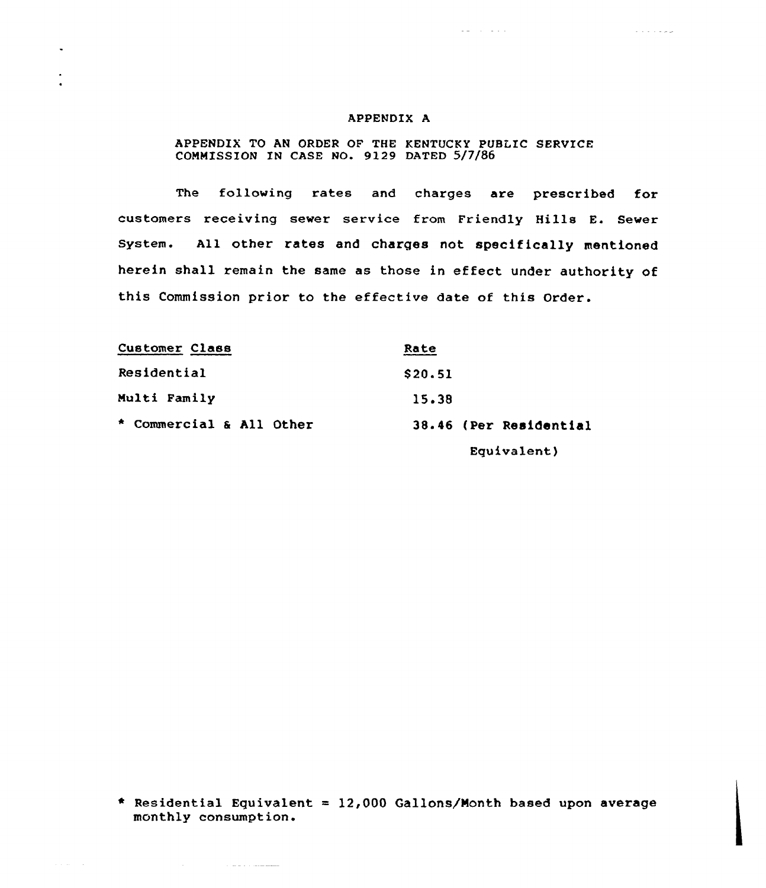# APPENDIX A

APPENDIX TO AN ORDER OF THE KENTUCKY PUBLIC SERVICE COMMISSION IN CASE NO. 9129 DATED 5/7/86

The following rates and charges are prescribed for customers receiving sewer service from Friendly Hills E. Sewer System. All other rates and charges not specifically mentioned herein shall remain the same as those in effect under authority of this Commission prior to the effective date of this Order.

| Customer Class | Rate |
|---|---|
| Residential | $20.51 |
| Multi Family | 15.38 |
| * Commercial & All Other | 38.46 (Per Residential Equivalent) |

* Residential Equivalent = 12,000 Gallons/Month based upon average monthly consumption.